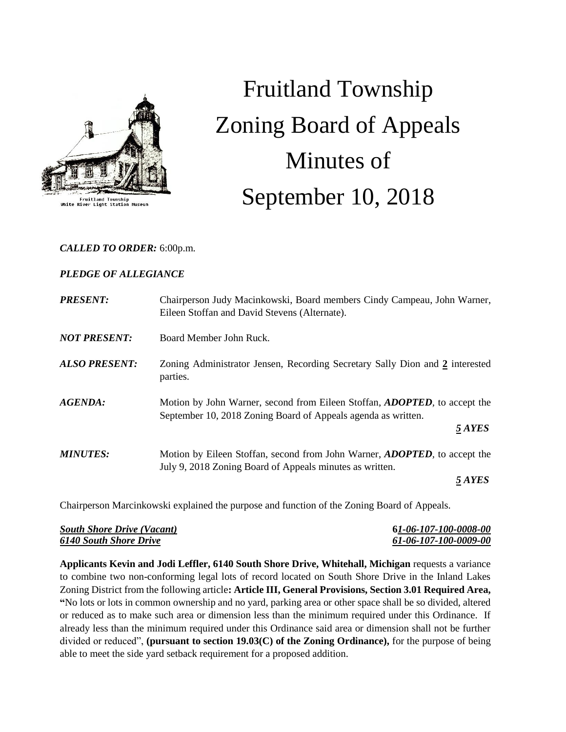# Fruitland Township Zoning Board of Appeals Minutes of September 10, 2018

***CALLED TO ORDER:*** 6:00p.m.

***PLEDGE OF ALLEGIANCE***

***PRESENT:*** Chairperson Judy Macinkowski, Board members Cindy Campeau, John Warner, Eileen Stoffan and David Stevens (Alternate).

***NOT PRESENT:*** Board Member John Ruck.

***ALSO PRESENT:*** Zoning Administrator Jensen, Recording Secretary Sally Dion and **2** interested parties.

***AGENDA:*** Motion by John Warner, second from Eileen Stoffan, ***ADOPTED***, to accept the September 10, 2018 Zoning Board of Appeals agenda as written.

***5 AYES***

***MINUTES:*** Motion by Eileen Stoffan, second from John Warner, ***ADOPTED***, to accept the July 9, 2018 Zoning Board of Appeals minutes as written.

***5 AYES***

Chairperson Marcinkowski explained the purpose and function of the Zoning Board of Appeals.

***South Shore Drive (Vacant)*** — ***61-06-107-100-0008-00***
***6140 South Shore Drive*** — ***61-06-107-100-0009-00***

**Applicants Kevin and Jodi Leffler, 6140 South Shore Drive, Whitehall, Michigan** requests a variance to combine two non-conforming legal lots of record located on South Shore Drive in the Inland Lakes Zoning District from the following article**: Article III, General Provisions, Section 3.01 Required Area, "**No lots or lots in common ownership and no yard, parking area or other space shall be so divided, altered or reduced as to make such area or dimension less than the minimum required under this Ordinance. If already less than the minimum required under this Ordinance said area or dimension shall not be further divided or reduced", **(pursuant to section 19.03(C) of the Zoning Ordinance),** for the purpose of being able to meet the side yard setback requirement for a proposed addition.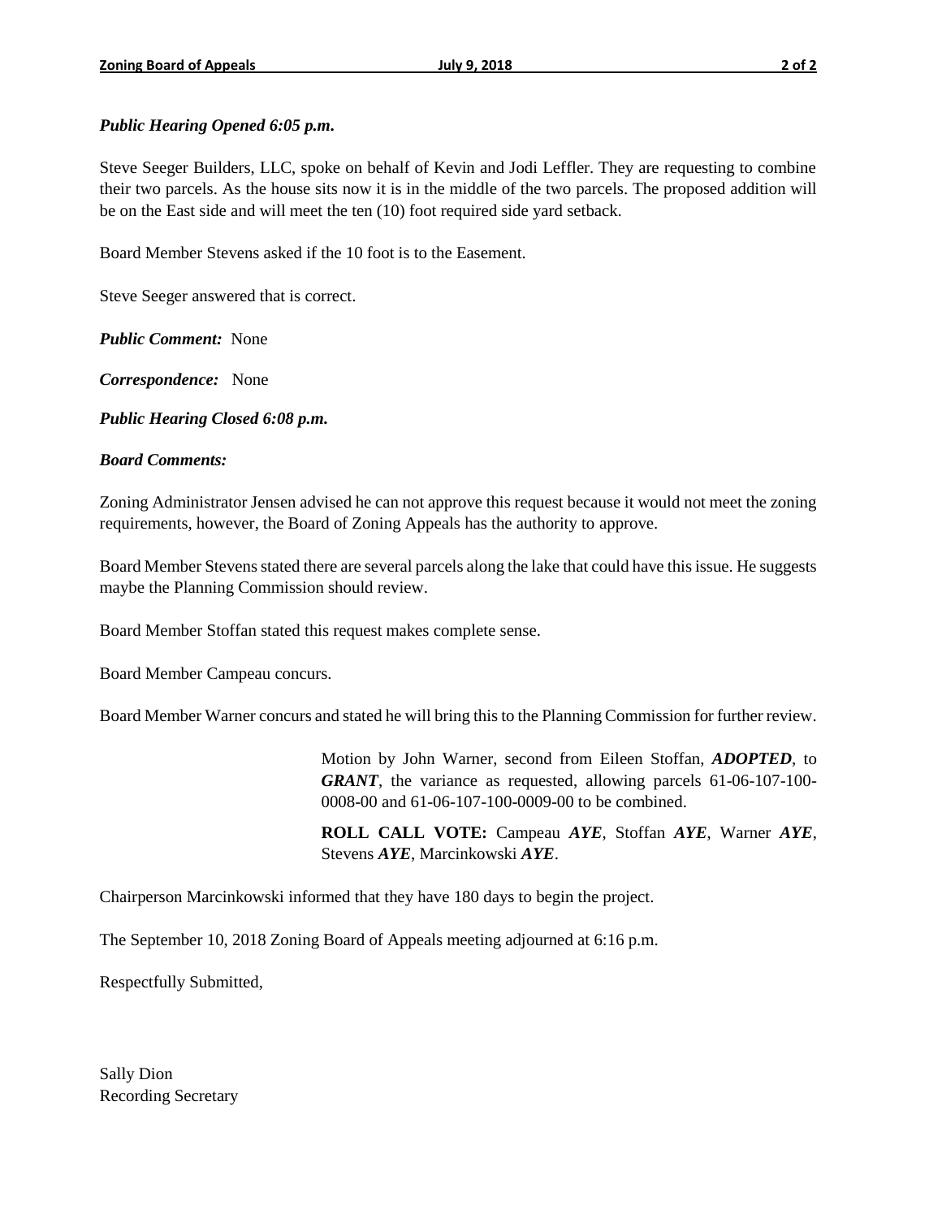***Public Hearing Opened 6:05 p.m.***

Steve Seeger Builders, LLC, spoke on behalf of Kevin and Jodi Leffler. They are requesting to combine their two parcels. As the house sits now it is in the middle of the two parcels. The proposed addition will be on the East side and will meet the ten (10) foot required side yard setback.

Board Member Stevens asked if the 10 foot is to the Easement.

Steve Seeger answered that is correct.

***Public Comment:*** None

***Correspondence:*** None

***Public Hearing Closed 6:08 p.m.***

***Board Comments:***

Zoning Administrator Jensen advised he can not approve this request because it would not meet the zoning requirements, however, the Board of Zoning Appeals has the authority to approve.

Board Member Stevens stated there are several parcels along the lake that could have this issue. He suggests maybe the Planning Commission should review.

Board Member Stoffan stated this request makes complete sense.

Board Member Campeau concurs.

Board Member Warner concurs and stated he will bring this to the Planning Commission for further review.

Motion by John Warner, second from Eileen Stoffan, ***ADOPTED***, to ***GRANT***, the variance as requested, allowing parcels 61-06-107-100-0008-00 and 61-06-107-100-0009-00 to be combined.

**ROLL CALL VOTE:** Campeau ***AYE***, Stoffan ***AYE***, Warner ***AYE***, Stevens ***AYE***, Marcinkowski ***AYE***.

Chairperson Marcinkowski informed that they have 180 days to begin the project.

The September 10, 2018 Zoning Board of Appeals meeting adjourned at 6:16 p.m.

Respectfully Submitted,

Sally Dion
Recording Secretary